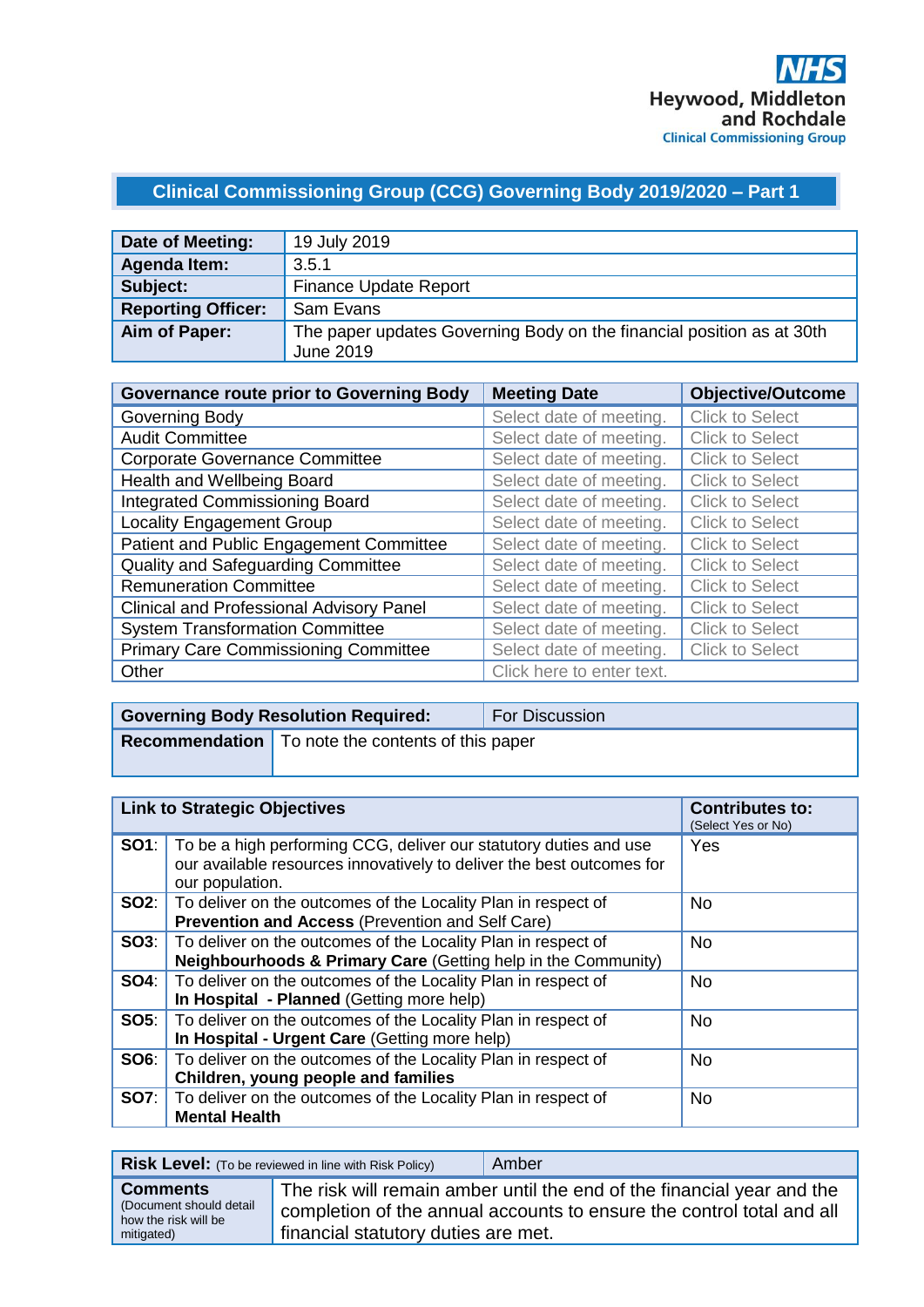NHS
Heywood, Middleton and Rochdale
Clinical Commissioning Group

## Clinical Commissioning Group (CCG) Governing Body 2019/2020 – Part 1

| **Date of Meeting:** | 19 July 2019 |
|---|---|
| **Agenda Item:** | 3.5.1 |
| **Subject:** | Finance Update Report |
| **Reporting Officer:** | Sam Evans |
| **Aim of Paper:** | The paper updates Governing Body on the financial position as at 30th June 2019 |

| **Governance route prior to Governing Body** | **Meeting Date** | **Objective/Outcome** |
|---|---|---|
| Governing Body | Select date of meeting. | Click to Select |
| Audit Committee | Select date of meeting. | Click to Select |
| Corporate Governance Committee | Select date of meeting. | Click to Select |
| Health and Wellbeing Board | Select date of meeting. | Click to Select |
| Integrated Commissioning Board | Select date of meeting. | Click to Select |
| Locality Engagement Group | Select date of meeting. | Click to Select |
| Patient and Public Engagement Committee | Select date of meeting. | Click to Select |
| Quality and Safeguarding Committee | Select date of meeting. | Click to Select |
| Remuneration Committee | Select date of meeting. | Click to Select |
| Clinical and Professional Advisory Panel | Select date of meeting. | Click to Select |
| System Transformation Committee | Select date of meeting. | Click to Select |
| Primary Care Commissioning Committee | Select date of meeting. | Click to Select |
| Other | Click here to enter text. | |

| **Governing Body Resolution Required:** | For Discussion |
|---|---|
| **Recommendation** | To note the contents of this paper |

| **Link to Strategic Objectives** | | **Contributes to:** (Select Yes or No) |
|---|---|---|
| **SO1**: | To be a high performing CCG, deliver our statutory duties and use our available resources innovatively to deliver the best outcomes for our population. | Yes |
| **SO2**: | To deliver on the outcomes of the Locality Plan in respect of **Prevention and Access** (Prevention and Self Care) | No |
| **SO3**: | To deliver on the outcomes of the Locality Plan in respect of **Neighbourhoods & Primary Care** (Getting help in the Community) | No |
| **SO4**: | To deliver on the outcomes of the Locality Plan in respect of **In Hospital - Planned** (Getting more help) | No |
| **SO5**: | To deliver on the outcomes of the Locality Plan in respect of **In Hospital - Urgent Care** (Getting more help) | No |
| **SO6**: | To deliver on the outcomes of the Locality Plan in respect of **Children, young people and families** | No |
| **SO7**: | To deliver on the outcomes of the Locality Plan in respect of **Mental Health** | No |

| **Risk Level:** (To be reviewed in line with Risk Policy) | Amber |
|---|---|
| **Comments** (Document should detail how the risk will be mitigated) | The risk will remain amber until the end of the financial year and the completion of the annual accounts to ensure the control total and all financial statutory duties are met. |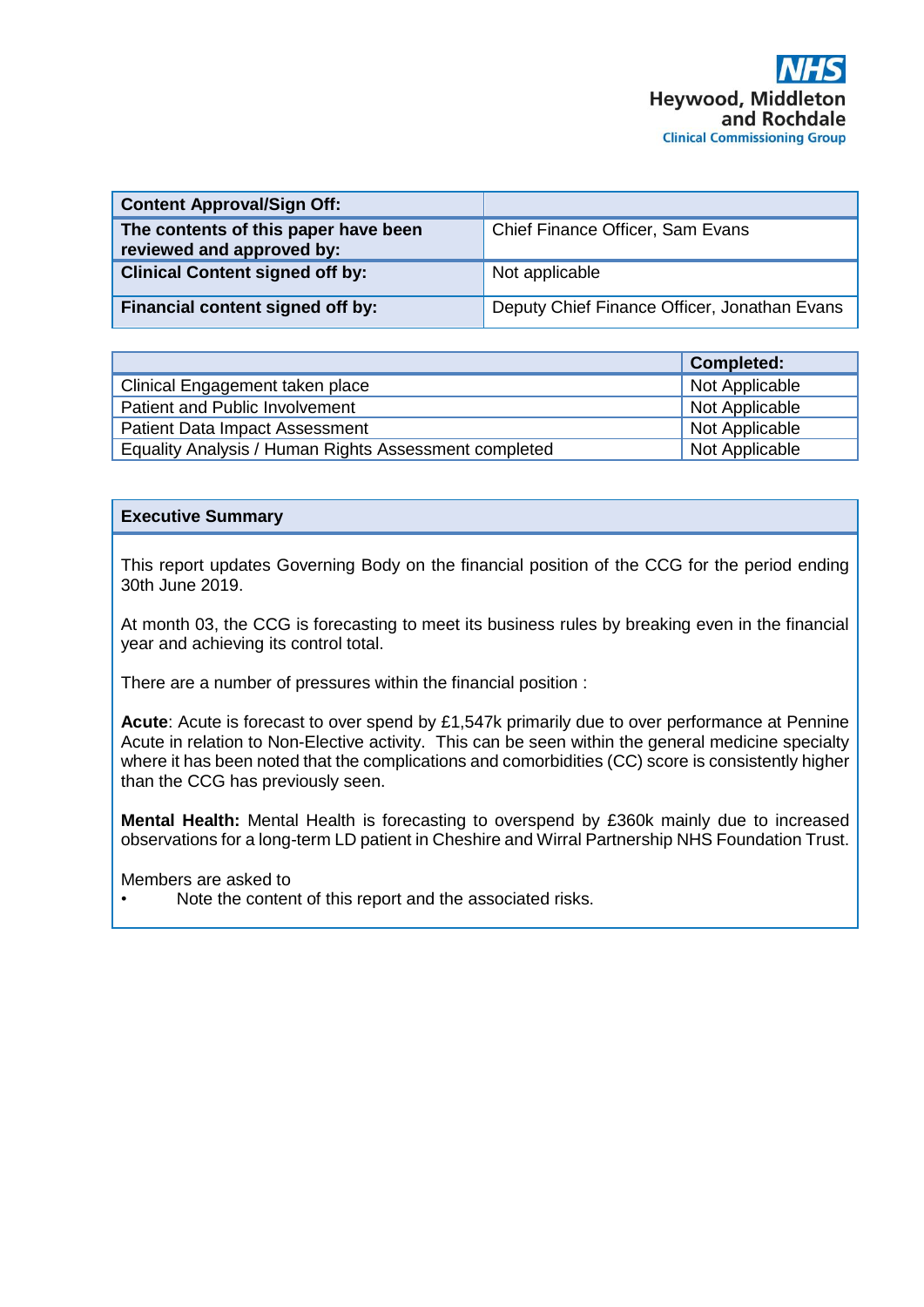Heywood, Middleton and Rochdale Clinical Commissioning Group

| Content Approval/Sign Off: | |
|---|---|
| **The contents of this paper have been reviewed and approved by:** | Chief Finance Officer, Sam Evans |
| **Clinical Content signed off by:** | Not applicable |
| **Financial content signed off by:** | Deputy Chief Finance Officer, Jonathan Evans |

| | Completed: |
|---|---|
| Clinical Engagement taken place | Not Applicable |
| Patient and Public Involvement | Not Applicable |
| Patient Data Impact Assessment | Not Applicable |
| Equality Analysis / Human Rights Assessment completed | Not Applicable |

## Executive Summary

This report updates Governing Body on the financial position of the CCG for the period ending 30th June 2019.

At month 03, the CCG is forecasting to meet its business rules by breaking even in the financial year and achieving its control total.

There are a number of pressures within the financial position :

**Acute**: Acute is forecast to over spend by £1,547k primarily due to over performance at Pennine Acute in relation to Non-Elective activity. This can be seen within the general medicine specialty where it has been noted that the complications and comorbidities (CC) score is consistently higher than the CCG has previously seen.

**Mental Health:** Mental Health is forecasting to overspend by £360k mainly due to increased observations for a long-term LD patient in Cheshire and Wirral Partnership NHS Foundation Trust.

Members are asked to

- Note the content of this report and the associated risks.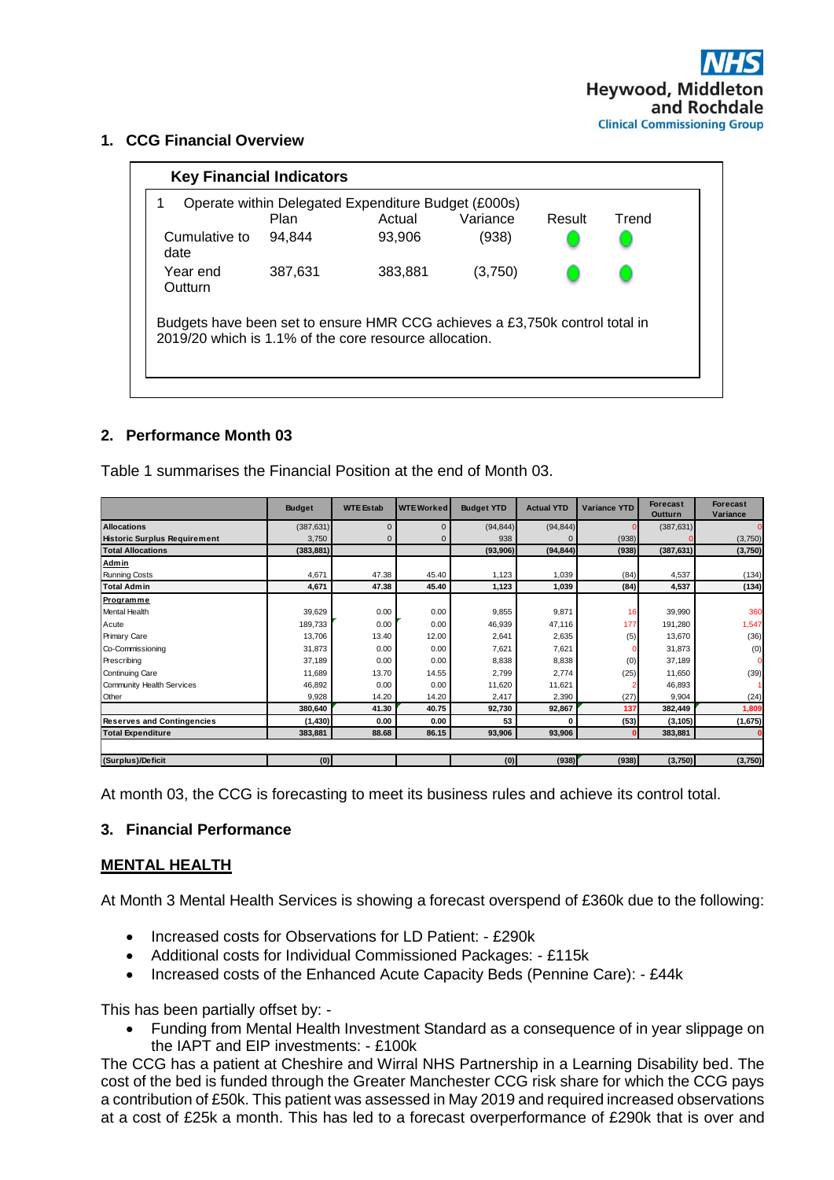NHS Heywood, Middleton and Rochdale Clinical Commissioning Group

## 1. CCG Financial Overview

### Key Financial Indicators

1 Operate within Delegated Expenditure Budget (£000s)

| | Plan | Actual | Variance | Result | Trend |
|---|---|---|---|---|---|
| Cumulative to date | 94,844 | 93,906 | (938) | ● | ● |
| Year end Outturn | 387,631 | 383,881 | (3,750) | ● | ● |

Budgets have been set to ensure HMR CCG achieves a £3,750k control total in 2019/20 which is 1.1% of the core resource allocation.

## 2. Performance Month 03

Table 1 summarises the Financial Position at the end of Month 03.

| | Budget | WTE Estab | WTE Worked | Budget YTD | Actual YTD | Variance YTD | Forecast Outturn | Forecast Variance |
|---|---|---|---|---|---|---|---|---|
| **Allocations** | (387,631) | 0 | 0 | (94,844) | (94,844) | 0 | (387,631) | 0 |
| **Historic Surplus Requirement** | 3,750 | 0 | 0 | 938 | 0 | (938) | 0 | (3,750) |
| **Total Allocations** | **(383,881)** | | | **(93,906)** | **(94,844)** | **(938)** | **(387,631)** | **(3,750)** |
| **Admin** | | | | | | | | |
| Running Costs | 4,671 | 47.38 | 45.40 | 1,123 | 1,039 | (84) | 4,537 | (134) |
| **Total Admin** | **4,671** | **47.38** | **45.40** | **1,123** | **1,039** | **(84)** | **4,537** | **(134)** |
| **Programme** | | | | | | | | |
| Mental Health | 39,629 | 0.00 | 0.00 | 9,855 | 9,871 | 16 | 39,990 | 360 |
| Acute | 189,733 | 0.00 | 0.00 | 46,939 | 47,116 | 177 | 191,280 | 1,547 |
| Primary Care | 13,706 | 13.40 | 12.00 | 2,641 | 2,635 | (5) | 13,670 | (36) |
| Co-Commissioning | 31,873 | 0.00 | 0.00 | 7,621 | 7,621 | 0 | 31,873 | (0) |
| Prescribing | 37,189 | 0.00 | 0.00 | 8,838 | 8,838 | (0) | 37,189 | 0 |
| Continuing Care | 11,689 | 13.70 | 14.55 | 2,799 | 2,774 | (25) | 11,650 | (39) |
| Community Health Services | 46,892 | 0.00 | 0.00 | 11,620 | 11,621 | 2 | 46,893 | 1 |
| Other | 9,928 | 14.20 | 14.20 | 2,417 | 2,390 | (27) | 9,904 | (24) |
| | **380,640** | **41.30** | **40.75** | **92,730** | **92,867** | **137** | **382,449** | **1,809** |
| **Reserves and Contingencies** | **(1,430)** | **0.00** | **0.00** | **53** | **0** | **(53)** | **(3,105)** | **(1,675)** |
| **Total Expenditure** | **383,881** | **88.68** | **86.15** | **93,906** | **93,906** | **0** | **383,881** | **0** |
| | | | | | | | | |
| **(Surplus)/Deficit** | **(0)** | | | **(0)** | **(938)** | **(938)** | **(3,750)** | **(3,750)** |

At month 03, the CCG is forecasting to meet its business rules and achieve its control total.

## 3. Financial Performance

### MENTAL HEALTH

At Month 3 Mental Health Services is showing a forecast overspend of £360k due to the following:

- Increased costs for Observations for LD Patient: - £290k
- Additional costs for Individual Commissioned Packages: - £115k
- Increased costs of the Enhanced Acute Capacity Beds (Pennine Care): - £44k

This has been partially offset by: -

- Funding from Mental Health Investment Standard as a consequence of in year slippage on the IAPT and EIP investments: - £100k

The CCG has a patient at Cheshire and Wirral NHS Partnership in a Learning Disability bed. The cost of the bed is funded through the Greater Manchester CCG risk share for which the CCG pays a contribution of £50k. This patient was assessed in May 2019 and required increased observations at a cost of £25k a month. This has led to a forecast overperformance of £290k that is over and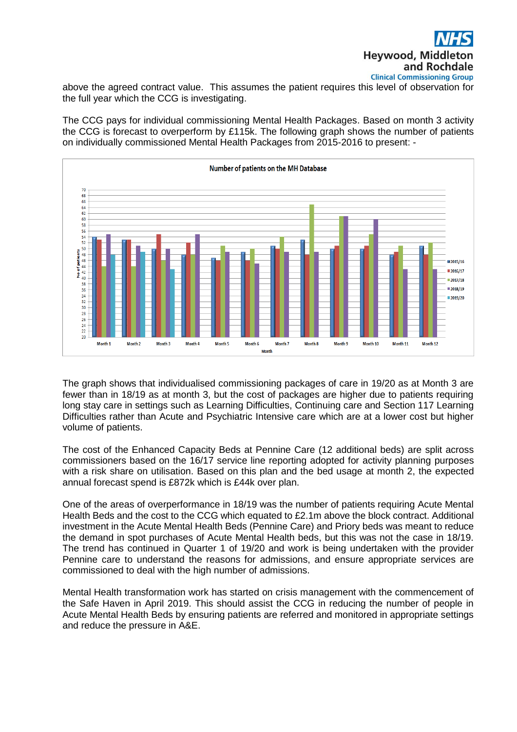above the agreed contract value. This assumes the patient requires this level of observation for the full year which the CCG is investigating.

The CCG pays for individual commissioning Mental Health Packages. Based on month 3 activity the CCG is forecast to overperform by £115k. The following graph shows the number of patients on individually commissioned Mental Health Packages from 2015-2016 to present: -

The graph shows that individualised commissioning packages of care in 19/20 as at Month 3 are fewer than in 18/19 as at month 3, but the cost of packages are higher due to patients requiring long stay care in settings such as Learning Difficulties, Continuing care and Section 117 Learning Difficulties rather than Acute and Psychiatric Intensive care which are at a lower cost but higher volume of patients.

The cost of the Enhanced Capacity Beds at Pennine Care (12 additional beds) are split across commissioners based on the 16/17 service line reporting adopted for activity planning purposes with a risk share on utilisation. Based on this plan and the bed usage at month 2, the expected annual forecast spend is £872k which is £44k over plan.

One of the areas of overperformance in 18/19 was the number of patients requiring Acute Mental Health Beds and the cost to the CCG which equated to £2.1m above the block contract. Additional investment in the Acute Mental Health Beds (Pennine Care) and Priory beds was meant to reduce the demand in spot purchases of Acute Mental Health beds, but this was not the case in 18/19. The trend has continued in Quarter 1 of 19/20 and work is being undertaken with the provider Pennine care to understand the reasons for admissions, and ensure appropriate services are commissioned to deal with the high number of admissions.

Mental Health transformation work has started on crisis management with the commencement of the Safe Haven in April 2019. This should assist the CCG in reducing the number of people in Acute Mental Health Beds by ensuring patients are referred and monitored in appropriate settings and reduce the pressure in A&E.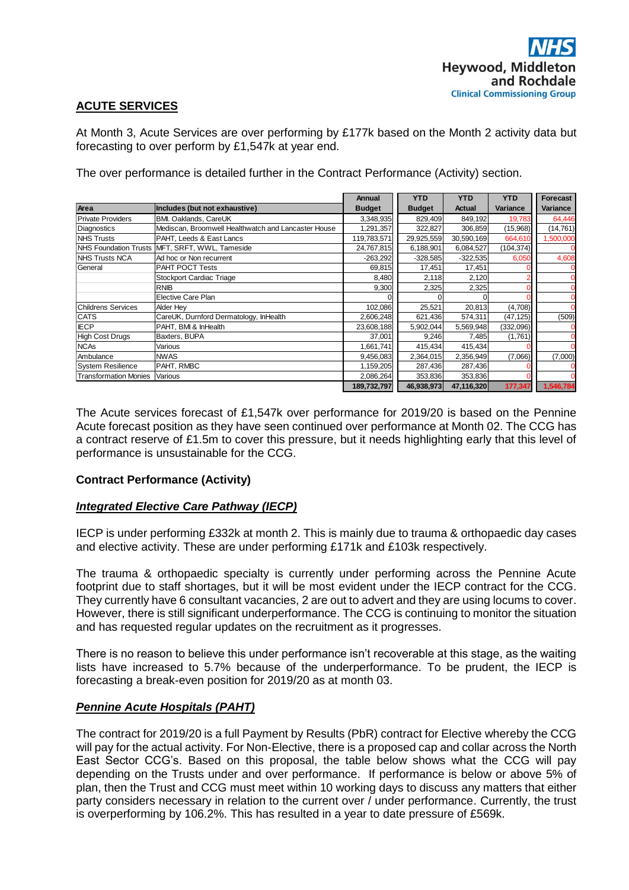## ACUTE SERVICES

At Month 3, Acute Services are over performing by £177k based on the Month 2 activity data but forecasting to over perform by £1,547k at year end.

The over performance is detailed further in the Contract Performance (Activity) section.

| Area | Includes (but not exhaustive) | Annual Budget | YTD Budget | YTD Actual | YTD Variance | Forecast Variance |
|---|---|---|---|---|---|---|
| Private Providers | BMI. Oaklands, CareUK | 3,348,935 | 829,409 | 849,192 | 19,783 | 64,446 |
| Diagnostics | Mediscan, Broomwell Healthwatch and Lancaster House | 1,291,357 | 322,827 | 306,859 | (15,968) | (14,761) |
| NHS Trusts | PAHT, Leeds & East Lancs | 119,783,571 | 29,925,559 | 30,590,169 | 664,610 | 1,500,000 |
| NHS Foundation Trusts | MFT, SRFT, WWL, Tameside | 24,767,815 | 6,188,901 | 6,084,527 | (104,374) | 0 |
| NHS Trusts NCA | Ad hoc or Non recurrent | -263,292 | -328,585 | -322,535 | 6,050 | 4,608 |
| General | PAHT POCT Tests | 69,815 | 17,451 | 17,451 | 0 | 0 |
| | Stockport Cardiac Triage | 8,480 | 2,118 | 2,120 | 2 | 0 |
| | RNIB | 9,300 | 2,325 | 2,325 | 0 | 0 |
| | Elective Care Plan | 0 | 0 | 0 | 0 | 0 |
| Childrens Services | Alder Hey | 102,086 | 25,521 | 20,813 | (4,708) | 0 |
| CATS | CareUK, Durnford Dermatology, InHealth | 2,606,248 | 621,436 | 574,311 | (47,125) | (509) |
| IECP | PAHT, BMI & InHealth | 23,608,188 | 5,902,044 | 5,569,948 | (332,096) | 0 |
| High Cost Drugs | Baxters, BUPA | 37,001 | 9,246 | 7,485 | (1,761) | 0 |
| NCAs | Various | 1,661,741 | 415,434 | 415,434 | 0 | 0 |
| Ambulance | NWAS | 9,456,083 | 2,364,015 | 2,356,949 | (7,066) | (7,000) |
| System Resilience | PAHT, RMBC | 1,159,205 | 287,436 | 287,436 | 0 | 0 |
| Transformation Monies | Various | 2,086,264 | 353,836 | 353,836 | 0 | 0 |
| | | 189,732,797 | 46,938,973 | 47,116,320 | 177,347 | 1,546,784 |

The Acute services forecast of £1,547k over performance for 2019/20 is based on the Pennine Acute forecast position as they have seen continued over performance at Month 02. The CCG has a contract reserve of £1.5m to cover this pressure, but it needs highlighting early that this level of performance is unsustainable for the CCG.

### Contract Performance (Activity)

#### *Integrated Elective Care Pathway (IECP)*

IECP is under performing £332k at month 2. This is mainly due to trauma & orthopaedic day cases and elective activity. These are under performing £171k and £103k respectively.

The trauma & orthopaedic specialty is currently under performing across the Pennine Acute footprint due to staff shortages, but it will be most evident under the IECP contract for the CCG. They currently have 6 consultant vacancies, 2 are out to advert and they are using locums to cover. However, there is still significant underperformance. The CCG is continuing to monitor the situation and has requested regular updates on the recruitment as it progresses.

There is no reason to believe this under performance isn't recoverable at this stage, as the waiting lists have increased to 5.7% because of the underperformance. To be prudent, the IECP is forecasting a break-even position for 2019/20 as at month 03.

#### *Pennine Acute Hospitals (PAHT)*

The contract for 2019/20 is a full Payment by Results (PbR) contract for Elective whereby the CCG will pay for the actual activity. For Non-Elective, there is a proposed cap and collar across the North East Sector CCG's. Based on this proposal, the table below shows what the CCG will pay depending on the Trusts under and over performance. If performance is below or above 5% of plan, then the Trust and CCG must meet within 10 working days to discuss any matters that either party considers necessary in relation to the current over / under performance. Currently, the trust is overperforming by 106.2%. This has resulted in a year to date pressure of £569k.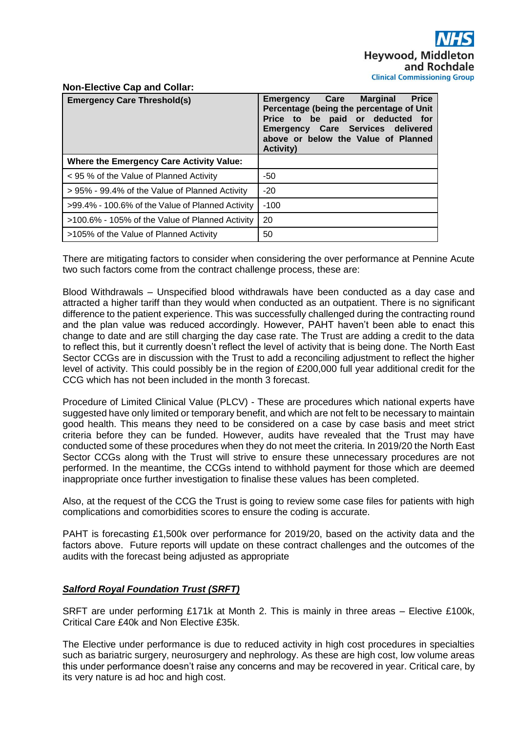**Non-Elective Cap and Collar:**

| Emergency Care Threshold(s) | Emergency Care Marginal Price Percentage (being the percentage of Unit Price to be paid or deducted for Emergency Care Services delivered above or below the Value of Planned Activity) |
|---|---|
| **Where the Emergency Care Activity Value:** | |
| < 95 % of the Value of Planned Activity | -50 |
| > 95% - 99.4% of the Value of Planned Activity | -20 |
| >99.4% - 100.6% of the Value of Planned Activity | -100 |
| >100.6% - 105% of the Value of Planned Activity | 20 |
| >105% of the Value of Planned Activity | 50 |

There are mitigating factors to consider when considering the over performance at Pennine Acute two such factors come from the contract challenge process, these are:

Blood Withdrawals – Unspecified blood withdrawals have been conducted as a day case and attracted a higher tariff than they would when conducted as an outpatient. There is no significant difference to the patient experience. This was successfully challenged during the contracting round and the plan value was reduced accordingly. However, PAHT haven't been able to enact this change to date and are still charging the day case rate. The Trust are adding a credit to the data to reflect this, but it currently doesn't reflect the level of activity that is being done. The North East Sector CCGs are in discussion with the Trust to add a reconciling adjustment to reflect the higher level of activity. This could possibly be in the region of £200,000 full year additional credit for the CCG which has not been included in the month 3 forecast.

Procedure of Limited Clinical Value (PLCV) - These are procedures which national experts have suggested have only limited or temporary benefit, and which are not felt to be necessary to maintain good health. This means they need to be considered on a case by case basis and meet strict criteria before they can be funded. However, audits have revealed that the Trust may have conducted some of these procedures when they do not meet the criteria. In 2019/20 the North East Sector CCGs along with the Trust will strive to ensure these unnecessary procedures are not performed. In the meantime, the CCGs intend to withhold payment for those which are deemed inappropriate once further investigation to finalise these values has been completed.

Also, at the request of the CCG the Trust is going to review some case files for patients with high complications and comorbidities scores to ensure the coding is accurate.

PAHT is forecasting £1,500k over performance for 2019/20, based on the activity data and the factors above. Future reports will update on these contract challenges and the outcomes of the audits with the forecast being adjusted as appropriate

***Salford Royal Foundation Trust (SRFT)***

SRFT are under performing £171k at Month 2. This is mainly in three areas – Elective £100k, Critical Care £40k and Non Elective £35k.

The Elective under performance is due to reduced activity in high cost procedures in specialties such as bariatric surgery, neurosurgery and nephrology. As these are high cost, low volume areas this under performance doesn't raise any concerns and may be recovered in year. Critical care, by its very nature is ad hoc and high cost.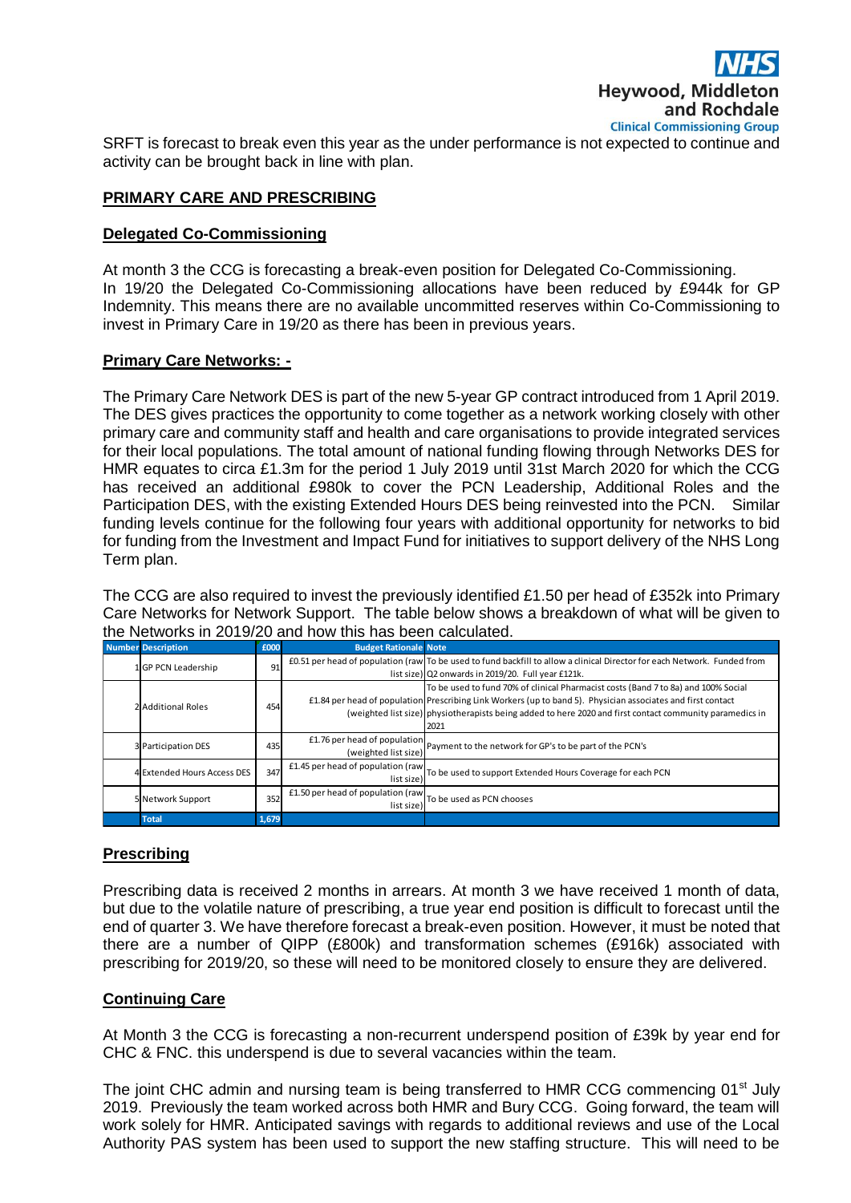SRFT is forecast to break even this year as the under performance is not expected to continue and activity can be brought back in line with plan.

**PRIMARY CARE AND PRESCRIBING**

**Delegated Co-Commissioning**

At month 3 the CCG is forecasting a break-even position for Delegated Co-Commissioning. In 19/20 the Delegated Co-Commissioning allocations have been reduced by £944k for GP Indemnity. This means there are no available uncommitted reserves within Co-Commissioning to invest in Primary Care in 19/20 as there has been in previous years.

**Primary Care Networks: -**

The Primary Care Network DES is part of the new 5-year GP contract introduced from 1 April 2019. The DES gives practices the opportunity to come together as a network working closely with other primary care and community staff and health and care organisations to provide integrated services for their local populations. The total amount of national funding flowing through Networks DES for HMR equates to circa £1.3m for the period 1 July 2019 until 31st March 2020 for which the CCG has received an additional £980k to cover the PCN Leadership, Additional Roles and the Participation DES, with the existing Extended Hours DES being reinvested into the PCN. Similar funding levels continue for the following four years with additional opportunity for networks to bid for funding from the Investment and Impact Fund for initiatives to support delivery of the NHS Long Term plan.

The CCG are also required to invest the previously identified £1.50 per head of £352k into Primary Care Networks for Network Support. The table below shows a breakdown of what will be given to the Networks in 2019/20 and how this has been calculated.

| Number | Description | £000 | Budget Rationale | Note |
|---|---|---|---|---|
| 1 | GP PCN Leadership | 91 | £0.51 per head of population (raw list size) | To be used to fund backfill to allow a clinical Director for each Network. Funded from Q2 onwards in 2019/20. Full year £121k. |
| 2 | Additional Roles | 454 | £1.84 per head of population (weighted list size) | To be used to fund 70% of clinical Pharmacist costs (Band 7 to 8a) and 100% Social Prescribing Link Workers (up to band 5). Physician associates and first contact physiotherapists being added to here 2020 and first contact community paramedics in 2021 |
| 3 | Participation DES | 435 | £1.76 per head of population (weighted list size) | Payment to the network for GP's to be part of the PCN's |
| 4 | Extended Hours Access DES | 347 | £1.45 per head of population (raw list size) | To be used to support Extended Hours Coverage for each PCN |
| 5 | Network Support | 352 | £1.50 per head of population (raw list size) | To be used as PCN chooses |
| | Total | 1,679 | | |

**Prescribing**

Prescribing data is received 2 months in arrears. At month 3 we have received 1 month of data, but due to the volatile nature of prescribing, a true year end position is difficult to forecast until the end of quarter 3. We have therefore forecast a break-even position. However, it must be noted that there are a number of QIPP (£800k) and transformation schemes (£916k) associated with prescribing for 2019/20, so these will need to be monitored closely to ensure they are delivered.

**Continuing Care**

At Month 3 the CCG is forecasting a non-recurrent underspend position of £39k by year end for CHC & FNC. this underspend is due to several vacancies within the team.

The joint CHC admin and nursing team is being transferred to HMR CCG commencing 01st July 2019. Previously the team worked across both HMR and Bury CCG. Going forward, the team will work solely for HMR. Anticipated savings with regards to additional reviews and use of the Local Authority PAS system has been used to support the new staffing structure. This will need to be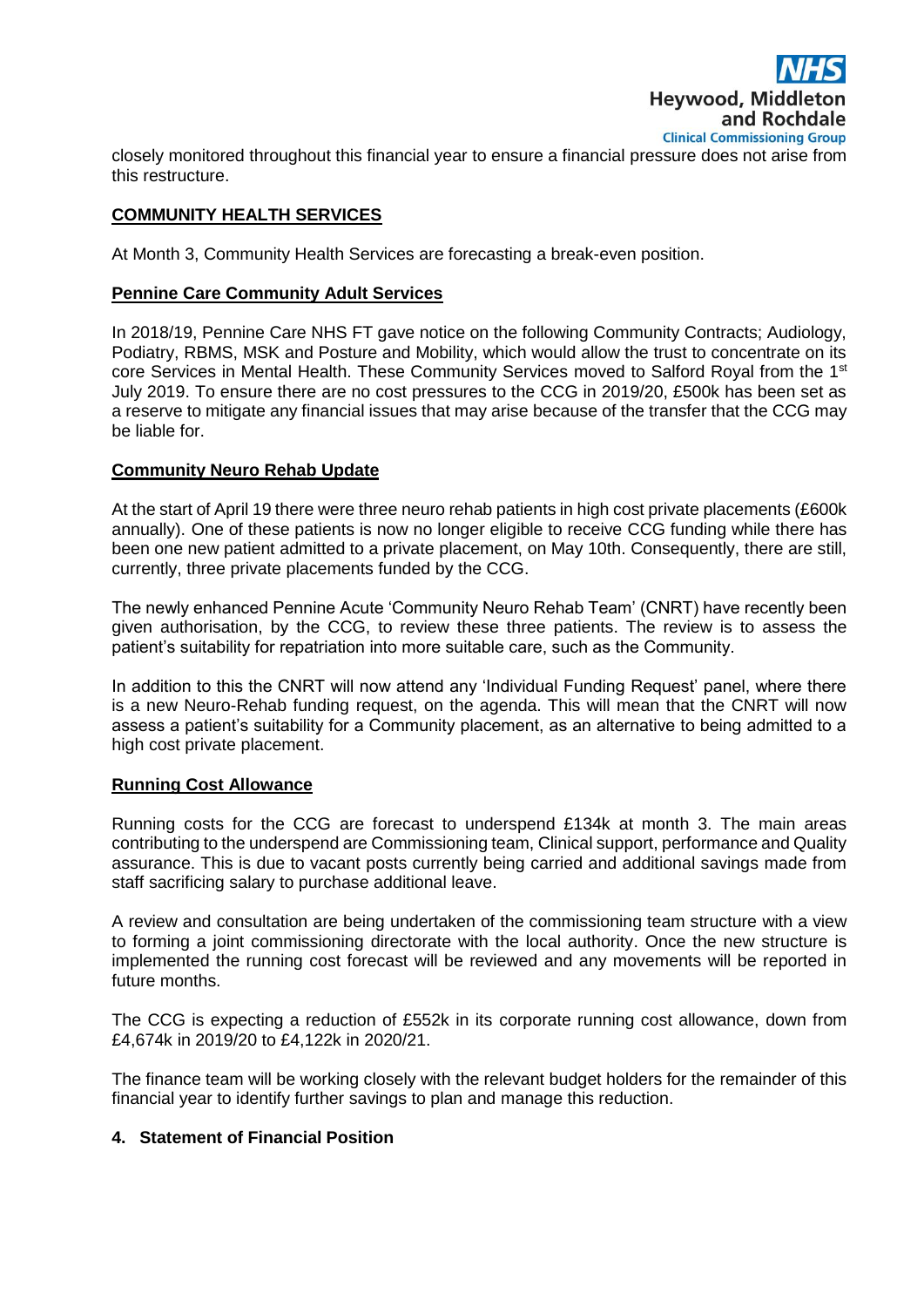closely monitored throughout this financial year to ensure a financial pressure does not arise from this restructure.

## COMMUNITY HEALTH SERVICES

At Month 3, Community Health Services are forecasting a break-even position.

### Pennine Care Community Adult Services

In 2018/19, Pennine Care NHS FT gave notice on the following Community Contracts; Audiology, Podiatry, RBMS, MSK and Posture and Mobility, which would allow the trust to concentrate on its core Services in Mental Health. These Community Services moved to Salford Royal from the 1st July 2019. To ensure there are no cost pressures to the CCG in 2019/20, £500k has been set as a reserve to mitigate any financial issues that may arise because of the transfer that the CCG may be liable for.

### Community Neuro Rehab Update

At the start of April 19 there were three neuro rehab patients in high cost private placements (£600k annually). One of these patients is now no longer eligible to receive CCG funding while there has been one new patient admitted to a private placement, on May 10th. Consequently, there are still, currently, three private placements funded by the CCG.

The newly enhanced Pennine Acute 'Community Neuro Rehab Team' (CNRT) have recently been given authorisation, by the CCG, to review these three patients. The review is to assess the patient's suitability for repatriation into more suitable care, such as the Community.

In addition to this the CNRT will now attend any 'Individual Funding Request' panel, where there is a new Neuro-Rehab funding request, on the agenda. This will mean that the CNRT will now assess a patient's suitability for a Community placement, as an alternative to being admitted to a high cost private placement.

### Running Cost Allowance

Running costs for the CCG are forecast to underspend £134k at month 3. The main areas contributing to the underspend are Commissioning team, Clinical support, performance and Quality assurance. This is due to vacant posts currently being carried and additional savings made from staff sacrificing salary to purchase additional leave.

A review and consultation are being undertaken of the commissioning team structure with a view to forming a joint commissioning directorate with the local authority. Once the new structure is implemented the running cost forecast will be reviewed and any movements will be reported in future months.

The CCG is expecting a reduction of £552k in its corporate running cost allowance, down from £4,674k in 2019/20 to £4,122k in 2020/21.

The finance team will be working closely with the relevant budget holders for the remainder of this financial year to identify further savings to plan and manage this reduction.

## 4. Statement of Financial Position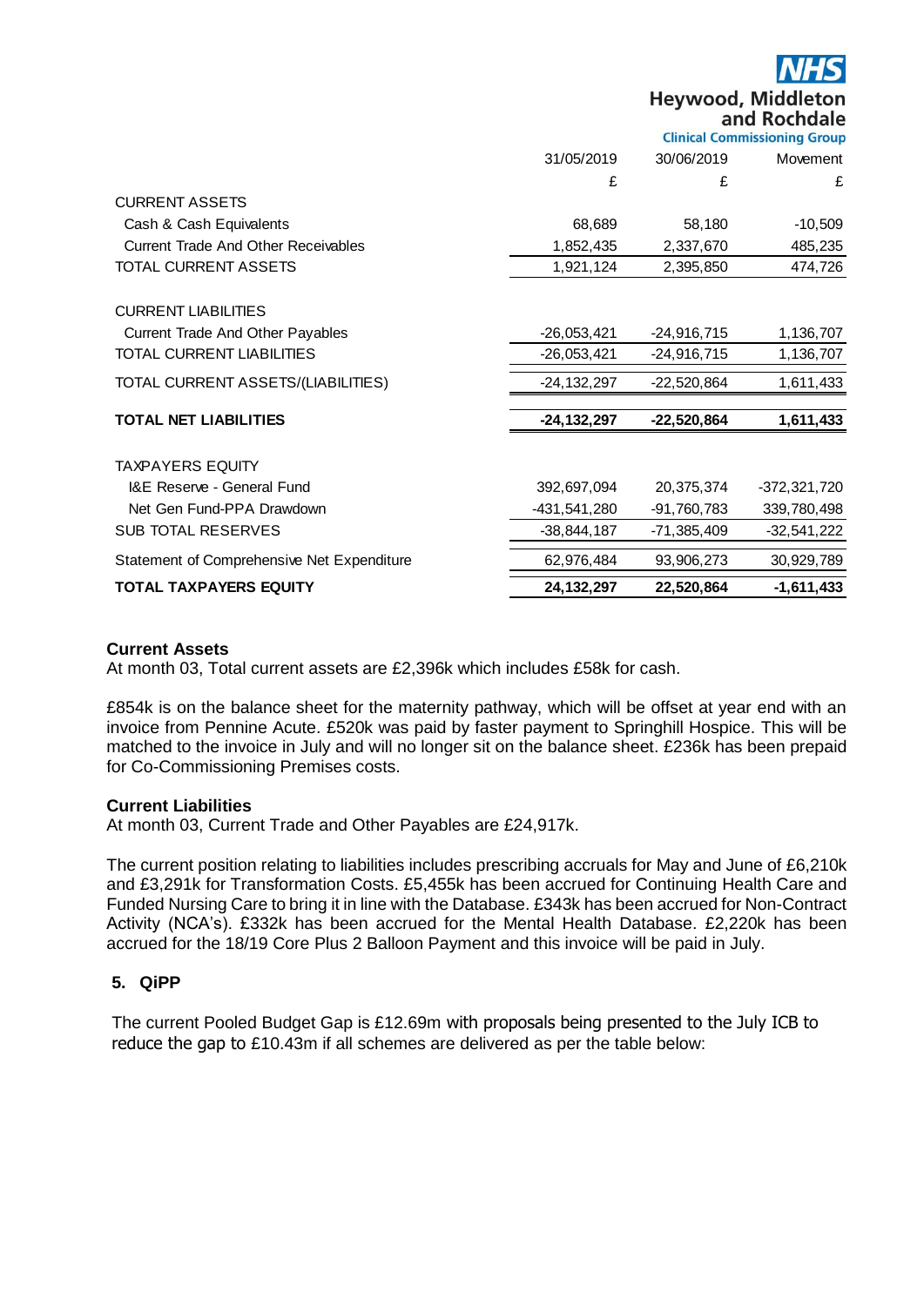Heywood, Middleton and Rochdale Clinical Commissioning Group

| | 31/05/2019 | 30/06/2019 | Movement |
|---|---|---|---|
| | £ | £ | £ |
| CURRENT ASSETS | | | |
| Cash & Cash Equivalents | 68,689 | 58,180 | -10,509 |
| Current Trade And Other Receivables | 1,852,435 | 2,337,670 | 485,235 |
| TOTAL CURRENT ASSETS | 1,921,124 | 2,395,850 | 474,726 |
| | | | |
| CURRENT LIABILITIES | | | |
| Current Trade And Other Payables | -26,053,421 | -24,916,715 | 1,136,707 |
| TOTAL CURRENT LIABILITIES | -26,053,421 | -24,916,715 | 1,136,707 |
| TOTAL CURRENT ASSETS/(LIABILITIES) | -24,132,297 | -22,520,864 | 1,611,433 |
| **TOTAL NET LIABILITIES** | **-24,132,297** | **-22,520,864** | **1,611,433** |
| | | | |
| TAXPAYERS EQUITY | | | |
| I&E Reserve - General Fund | 392,697,094 | 20,375,374 | -372,321,720 |
| Net Gen Fund-PPA Drawdown | -431,541,280 | -91,760,783 | 339,780,498 |
| SUB TOTAL RESERVES | -38,844,187 | -71,385,409 | -32,541,222 |
| Statement of Comprehensive Net Expenditure | 62,976,484 | 93,906,273 | 30,929,789 |
| **TOTAL TAXPAYERS EQUITY** | **24,132,297** | **22,520,864** | **-1,611,433** |

**Current Assets**
At month 03, Total current assets are £2,396k which includes £58k for cash.

£854k is on the balance sheet for the maternity pathway, which will be offset at year end with an invoice from Pennine Acute. £520k was paid by faster payment to Springhill Hospice. This will be matched to the invoice in July and will no longer sit on the balance sheet. £236k has been prepaid for Co-Commissioning Premises costs.

**Current Liabilities**
At month 03, Current Trade and Other Payables are £24,917k.

The current position relating to liabilities includes prescribing accruals for May and June of £6,210k and £3,291k for Transformation Costs. £5,455k has been accrued for Continuing Health Care and Funded Nursing Care to bring it in line with the Database. £343k has been accrued for Non-Contract Activity (NCA's). £332k has been accrued for the Mental Health Database. £2,220k has been accrued for the 18/19 Core Plus 2 Balloon Payment and this invoice will be paid in July.

## 5. QiPP

The current Pooled Budget Gap is £12.69m with proposals being presented to the July ICB to reduce the gap to £10.43m if all schemes are delivered as per the table below: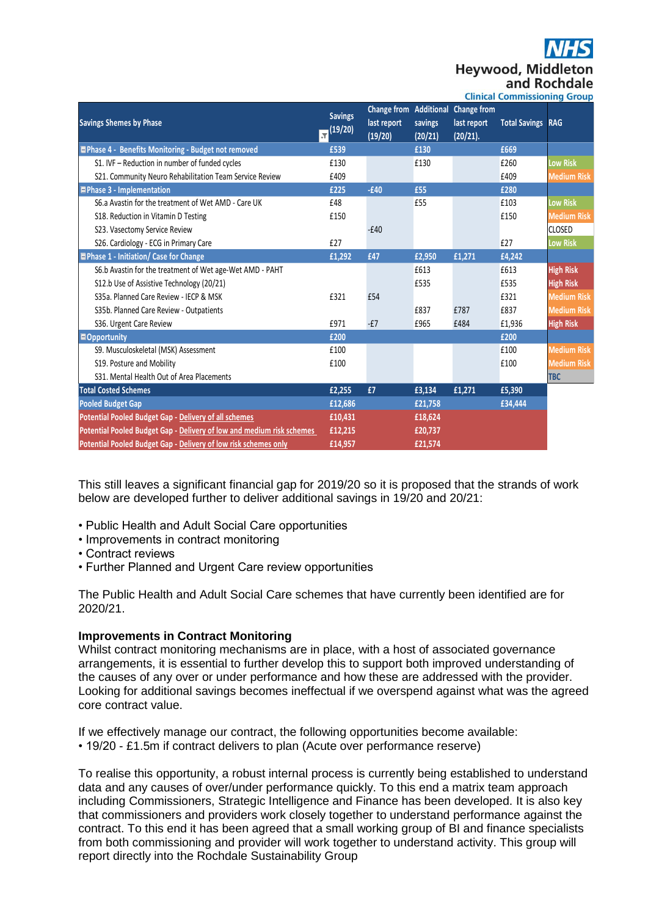| Savings Shemes by Phase | Savings (19/20) | Change from last report (19/20) | Additional savings (20/21) | Change from last report (20/21). | Total Savings | RAG |
|---|---|---|---|---|---|---|
| Phase 4 - Benefits Monitoring - Budget not removed | £539 | | £130 | | £669 | |
| S1. IVF – Reduction in number of funded cycles | £130 | | £130 | | £260 | Low Risk |
| S21. Community Neuro Rehabilitation Team Service Review | £409 | | | | £409 | Medium Risk |
| Phase 3 - Implementation | £225 | -£40 | £55 | | £280 | |
| S6.a Avastin for the treatment of Wet AMD - Care UK | £48 | | £55 | | £103 | Low Risk |
| S18. Reduction in Vitamin D Testing | £150 | | | | £150 | Medium Risk |
| S23. Vasectomy Service Review | | -£40 | | | | CLOSED |
| S26. Cardiology - ECG in Primary Care | £27 | | | | £27 | Low Risk |
| Phase 1 - Initiation/ Case for Change | £1,292 | £47 | £2,950 | £1,271 | £4,242 | |
| S6.b Avastin for the treatment of Wet age-Wet AMD - PAHT | | | £613 | | £613 | High Risk |
| S12.b Use of Assistive Technology (20/21) | | | £535 | | £535 | High Risk |
| S35a. Planned Care Review - IECP & MSK | £321 | £54 | | | £321 | Medium Risk |
| S35b. Planned Care Review - Outpatients | | | £837 | £787 | £837 | Medium Risk |
| S36. Urgent Care Review | £971 | -£7 | £965 | £484 | £1,936 | High Risk |
| Opportunity | £200 | | | | £200 | |
| S9. Musculoskeletal (MSK) Assessment | £100 | | | | £100 | Medium Risk |
| S19. Posture and Mobility | £100 | | | | £100 | Medium Risk |
| S31. Mental Health Out of Area Placements | | | | | | TBC |
| Total Costed Schemes | £2,255 | £7 | £3,134 | £1,271 | £5,390 | |
| Pooled Budget Gap | £12,686 | | £21,758 | | £34,444 | |
| Potential Pooled Budget Gap - Delivery of all schemes | £10,431 | | £18,624 | | | |
| Potential Pooled Budget Gap - Delivery of low and medium risk schemes | £12,215 | | £20,737 | | | |
| Potential Pooled Budget Gap - Delivery of low risk schemes only | £14,957 | | £21,574 | | | |

This still leaves a significant financial gap for 2019/20 so it is proposed that the strands of work below are developed further to deliver additional savings in 19/20 and 20/21:

- Public Health and Adult Social Care opportunities
- Improvements in contract monitoring
- Contract reviews
- Further Planned and Urgent Care review opportunities

The Public Health and Adult Social Care schemes that have currently been identified are for 2020/21.

**Improvements in Contract Monitoring**

Whilst contract monitoring mechanisms are in place, with a host of associated governance arrangements, it is essential to further develop this to support both improved understanding of the causes of any over or under performance and how these are addressed with the provider. Looking for additional savings becomes ineffectual if we overspend against what was the agreed core contract value.

If we effectively manage our contract, the following opportunities become available:

- 19/20 - £1.5m if contract delivers to plan (Acute over performance reserve)

To realise this opportunity, a robust internal process is currently being established to understand data and any causes of over/under performance quickly. To this end a matrix team approach including Commissioners, Strategic Intelligence and Finance has been developed. It is also key that commissioners and providers work closely together to understand performance against the contract. To this end it has been agreed that a small working group of BI and finance specialists from both commissioning and provider will work together to understand activity. This group will report directly into the Rochdale Sustainability Group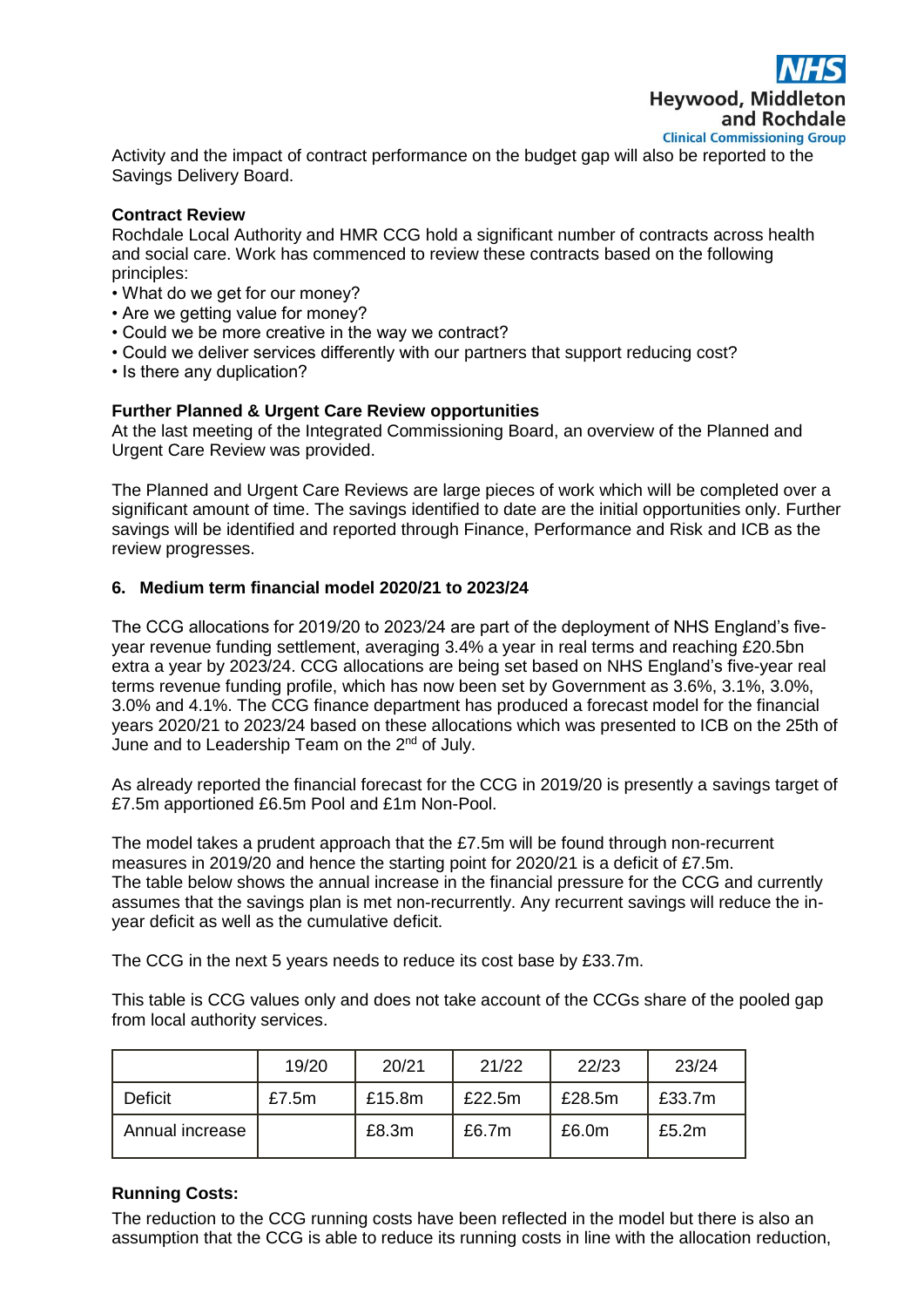Activity and the impact of contract performance on the budget gap will also be reported to the Savings Delivery Board.

**Contract Review**

Rochdale Local Authority and HMR CCG hold a significant number of contracts across health and social care. Work has commenced to review these contracts based on the following principles:

- What do we get for our money?
- Are we getting value for money?
- Could we be more creative in the way we contract?
- Could we deliver services differently with our partners that support reducing cost?
- Is there any duplication?

**Further Planned & Urgent Care Review opportunities**

At the last meeting of the Integrated Commissioning Board, an overview of the Planned and Urgent Care Review was provided.

The Planned and Urgent Care Reviews are large pieces of work which will be completed over a significant amount of time. The savings identified to date are the initial opportunities only. Further savings will be identified and reported through Finance, Performance and Risk and ICB as the review progresses.

## 6. Medium term financial model 2020/21 to 2023/24

The CCG allocations for 2019/20 to 2023/24 are part of the deployment of NHS England's five-year revenue funding settlement, averaging 3.4% a year in real terms and reaching £20.5bn extra a year by 2023/24. CCG allocations are being set based on NHS England's five-year real terms revenue funding profile, which has now been set by Government as 3.6%, 3.1%, 3.0%, 3.0% and 4.1%. The CCG finance department has produced a forecast model for the financial years 2020/21 to 2023/24 based on these allocations which was presented to ICB on the 25th of June and to Leadership Team on the 2nd of July.

As already reported the financial forecast for the CCG in 2019/20 is presently a savings target of £7.5m apportioned £6.5m Pool and £1m Non-Pool.

The model takes a prudent approach that the £7.5m will be found through non-recurrent measures in 2019/20 and hence the starting point for 2020/21 is a deficit of £7.5m. The table below shows the annual increase in the financial pressure for the CCG and currently assumes that the savings plan is met non-recurrently. Any recurrent savings will reduce the in-year deficit as well as the cumulative deficit.

The CCG in the next 5 years needs to reduce its cost base by £33.7m.

This table is CCG values only and does not take account of the CCGs share of the pooled gap from local authority services.

| | 19/20 | 20/21 | 21/22 | 22/23 | 23/24 |
|---|---|---|---|---|---|
| Deficit | £7.5m | £15.8m | £22.5m | £28.5m | £33.7m |
| Annual increase | | £8.3m | £6.7m | £6.0m | £5.2m |

**Running Costs:**

The reduction to the CCG running costs have been reflected in the model but there is also an assumption that the CCG is able to reduce its running costs in line with the allocation reduction,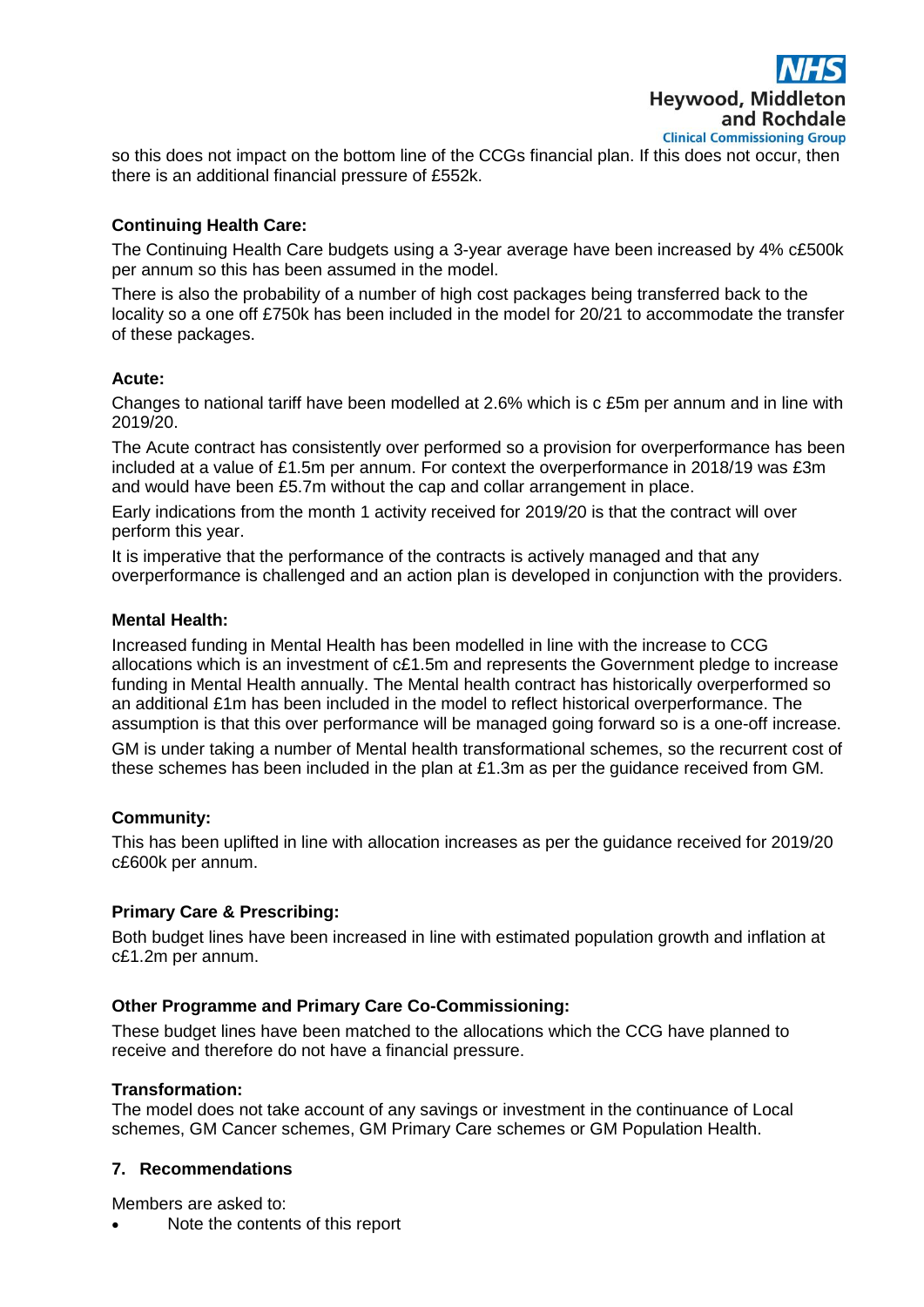so this does not impact on the bottom line of the CCGs financial plan. If this does not occur, then there is an additional financial pressure of £552k.

**Continuing Health Care:**

The Continuing Health Care budgets using a 3-year average have been increased by 4% c£500k per annum so this has been assumed in the model.

There is also the probability of a number of high cost packages being transferred back to the locality so a one off £750k has been included in the model for 20/21 to accommodate the transfer of these packages.

**Acute:**

Changes to national tariff have been modelled at 2.6% which is c £5m per annum and in line with 2019/20.

The Acute contract has consistently over performed so a provision for overperformance has been included at a value of £1.5m per annum. For context the overperformance in 2018/19 was £3m and would have been £5.7m without the cap and collar arrangement in place.

Early indications from the month 1 activity received for 2019/20 is that the contract will over perform this year.

It is imperative that the performance of the contracts is actively managed and that any overperformance is challenged and an action plan is developed in conjunction with the providers.

**Mental Health:**

Increased funding in Mental Health has been modelled in line with the increase to CCG allocations which is an investment of c£1.5m and represents the Government pledge to increase funding in Mental Health annually. The Mental health contract has historically overperformed so an additional £1m has been included in the model to reflect historical overperformance. The assumption is that this over performance will be managed going forward so is a one-off increase.

GM is under taking a number of Mental health transformational schemes, so the recurrent cost of these schemes has been included in the plan at £1.3m as per the guidance received from GM.

**Community:**

This has been uplifted in line with allocation increases as per the guidance received for 2019/20 c£600k per annum.

**Primary Care & Prescribing:**

Both budget lines have been increased in line with estimated population growth and inflation at c£1.2m per annum.

**Other Programme and Primary Care Co-Commissioning:**

These budget lines have been matched to the allocations which the CCG have planned to receive and therefore do not have a financial pressure.

**Transformation:**

The model does not take account of any savings or investment in the continuance of Local schemes, GM Cancer schemes, GM Primary Care schemes or GM Population Health.

## 7. Recommendations

Members are asked to:

- Note the contents of this report